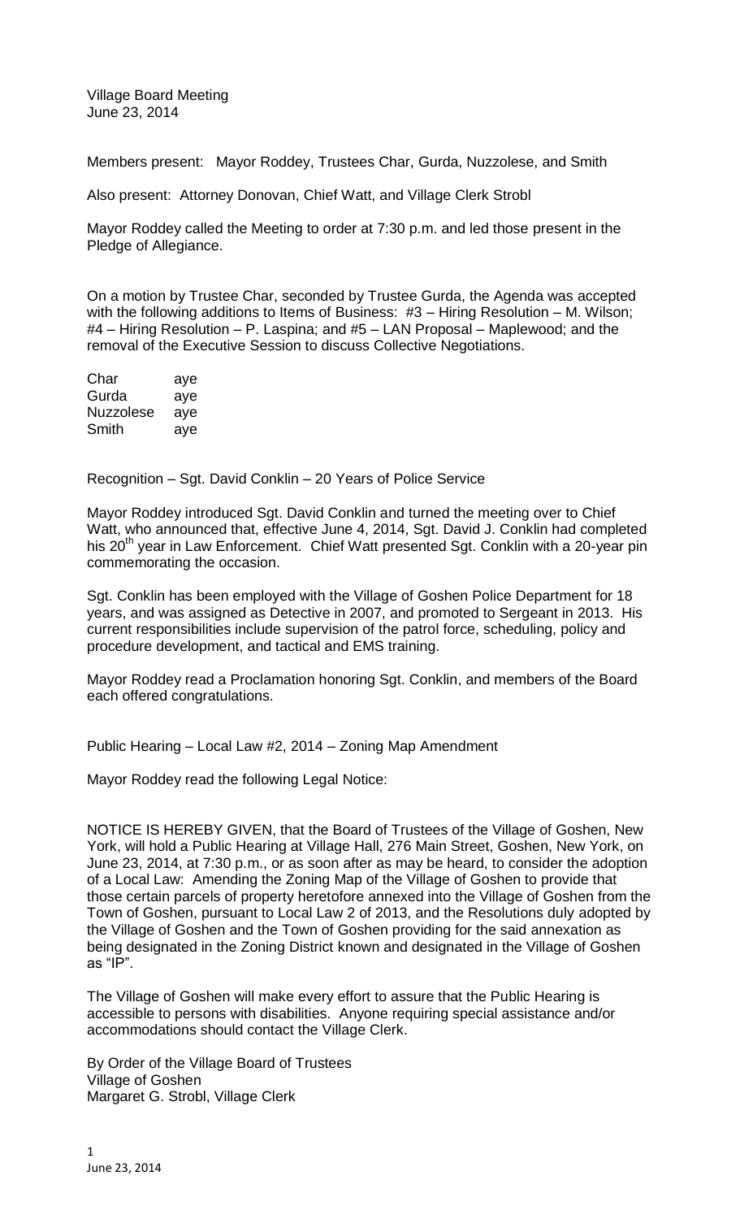Village Board Meeting
June 23, 2014

Members present: Mayor Roddey, Trustees Char, Gurda, Nuzzolese, and Smith

Also present: Attorney Donovan, Chief Watt, and Village Clerk Strobl

Mayor Roddey called the Meeting to order at 7:30 p.m. and led those present in the Pledge of Allegiance.

On a motion by Trustee Char, seconded by Trustee Gurda, the Agenda was accepted with the following additions to Items of Business: #3 – Hiring Resolution – M. Wilson; #4 – Hiring Resolution – P. Laspina; and #5 – LAN Proposal – Maplewood; and the removal of the Executive Session to discuss Collective Negotiations.

| | |
|---|---|
| Char | aye |
| Gurda | aye |
| Nuzzolese | aye |
| Smith | aye |

Recognition – Sgt. David Conklin – 20 Years of Police Service

Mayor Roddey introduced Sgt. David Conklin and turned the meeting over to Chief Watt, who announced that, effective June 4, 2014, Sgt. David J. Conklin had completed his 20th year in Law Enforcement. Chief Watt presented Sgt. Conklin with a 20-year pin commemorating the occasion.

Sgt. Conklin has been employed with the Village of Goshen Police Department for 18 years, and was assigned as Detective in 2007, and promoted to Sergeant in 2013. His current responsibilities include supervision of the patrol force, scheduling, policy and procedure development, and tactical and EMS training.

Mayor Roddey read a Proclamation honoring Sgt. Conklin, and members of the Board each offered congratulations.

Public Hearing – Local Law #2, 2014 – Zoning Map Amendment

Mayor Roddey read the following Legal Notice:

NOTICE IS HEREBY GIVEN, that the Board of Trustees of the Village of Goshen, New York, will hold a Public Hearing at Village Hall, 276 Main Street, Goshen, New York, on June 23, 2014, at 7:30 p.m., or as soon after as may be heard, to consider the adoption of a Local Law: Amending the Zoning Map of the Village of Goshen to provide that those certain parcels of property heretofore annexed into the Village of Goshen from the Town of Goshen, pursuant to Local Law 2 of 2013, and the Resolutions duly adopted by the Village of Goshen and the Town of Goshen providing for the said annexation as being designated in the Zoning District known and designated in the Village of Goshen as "IP".

The Village of Goshen will make every effort to assure that the Public Hearing is accessible to persons with disabilities. Anyone requiring special assistance and/or accommodations should contact the Village Clerk.

By Order of the Village Board of Trustees
Village of Goshen
Margaret G. Strobl, Village Clerk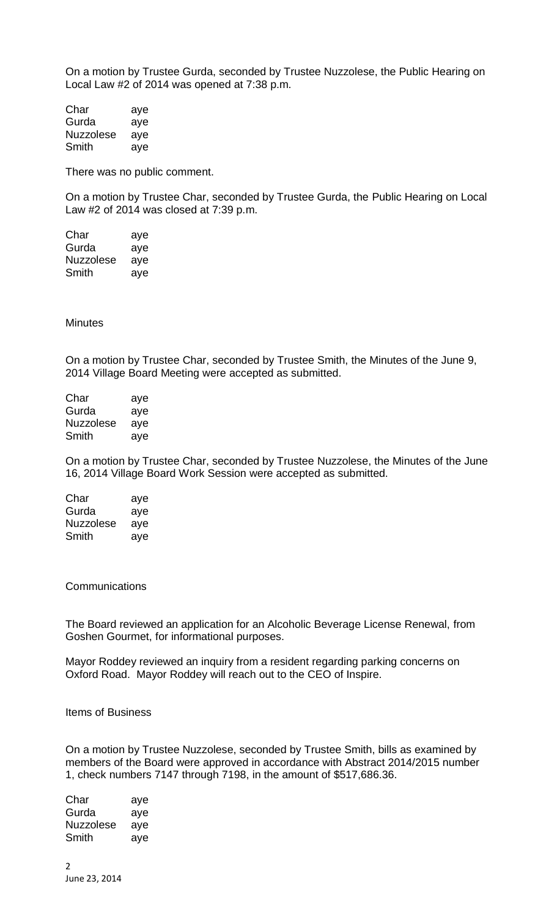On a motion by Trustee Gurda, seconded by Trustee Nuzzolese, the Public Hearing on Local Law #2 of 2014 was opened at 7:38 p.m.

| | |
|---|---|
| Char | aye |
| Gurda | aye |
| Nuzzolese | aye |
| Smith | aye |

There was no public comment.

On a motion by Trustee Char, seconded by Trustee Gurda, the Public Hearing on Local Law #2 of 2014 was closed at 7:39 p.m.

| | |
|---|---|
| Char | aye |
| Gurda | aye |
| Nuzzolese | aye |
| Smith | aye |

Minutes

On a motion by Trustee Char, seconded by Trustee Smith, the Minutes of the June 9, 2014 Village Board Meeting were accepted as submitted.

| | |
|---|---|
| Char | aye |
| Gurda | aye |
| Nuzzolese | aye |
| Smith | aye |

On a motion by Trustee Char, seconded by Trustee Nuzzolese, the Minutes of the June 16, 2014 Village Board Work Session were accepted as submitted.

| | |
|---|---|
| Char | aye |
| Gurda | aye |
| Nuzzolese | aye |
| Smith | aye |

Communications

The Board reviewed an application for an Alcoholic Beverage License Renewal, from Goshen Gourmet, for informational purposes.

Mayor Roddey reviewed an inquiry from a resident regarding parking concerns on Oxford Road. Mayor Roddey will reach out to the CEO of Inspire.

Items of Business

On a motion by Trustee Nuzzolese, seconded by Trustee Smith, bills as examined by members of the Board were approved in accordance with Abstract 2014/2015 number 1, check numbers 7147 through 7198, in the amount of $517,686.36.

| | |
|---|---|
| Char | aye |
| Gurda | aye |
| Nuzzolese | aye |
| Smith | aye |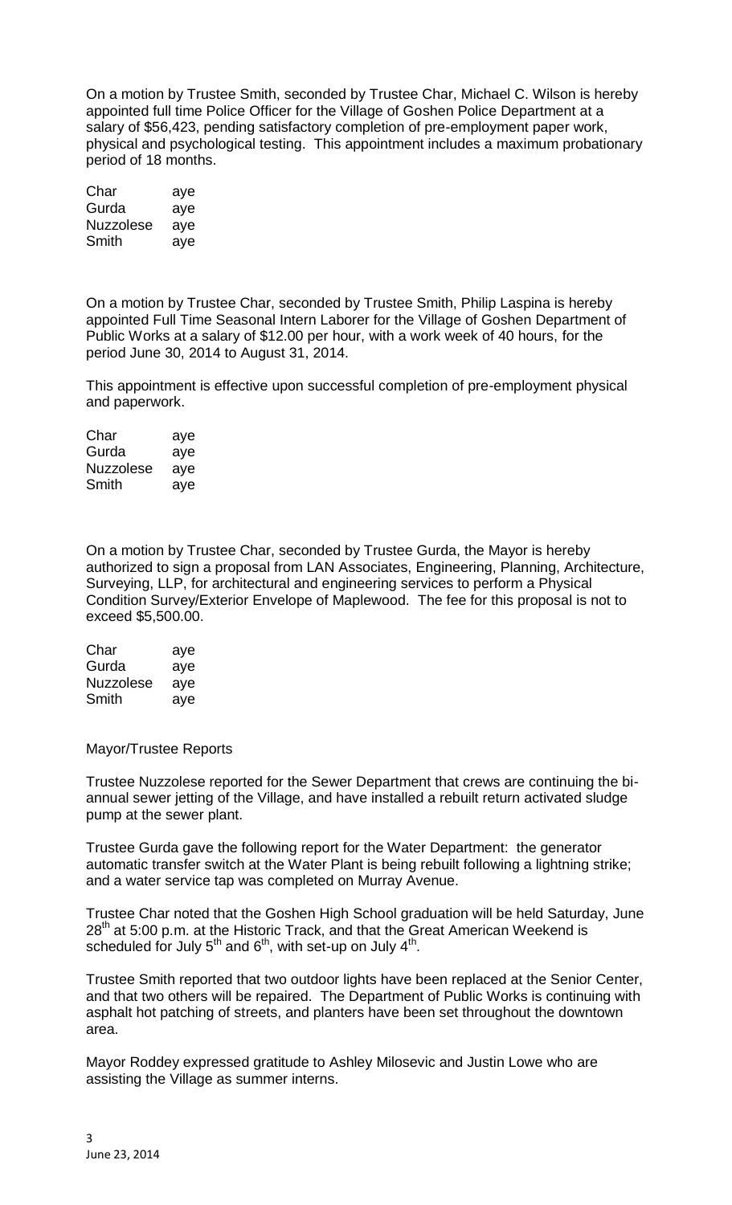On a motion by Trustee Smith, seconded by Trustee Char, Michael C. Wilson is hereby appointed full time Police Officer for the Village of Goshen Police Department at a salary of $56,423, pending satisfactory completion of pre-employment paper work, physical and psychological testing. This appointment includes a maximum probationary period of 18 months.

| | |
|---|---|
| Char | aye |
| Gurda | aye |
| Nuzzolese | aye |
| Smith | aye |

On a motion by Trustee Char, seconded by Trustee Smith, Philip Laspina is hereby appointed Full Time Seasonal Intern Laborer for the Village of Goshen Department of Public Works at a salary of $12.00 per hour, with a work week of 40 hours, for the period June 30, 2014 to August 31, 2014.

This appointment is effective upon successful completion of pre-employment physical and paperwork.

| | |
|---|---|
| Char | aye |
| Gurda | aye |
| Nuzzolese | aye |
| Smith | aye |

On a motion by Trustee Char, seconded by Trustee Gurda, the Mayor is hereby authorized to sign a proposal from LAN Associates, Engineering, Planning, Architecture, Surveying, LLP, for architectural and engineering services to perform a Physical Condition Survey/Exterior Envelope of Maplewood. The fee for this proposal is not to exceed $5,500.00.

| | |
|---|---|
| Char | aye |
| Gurda | aye |
| Nuzzolese | aye |
| Smith | aye |

Mayor/Trustee Reports

Trustee Nuzzolese reported for the Sewer Department that crews are continuing the bi-annual sewer jetting of the Village, and have installed a rebuilt return activated sludge pump at the sewer plant.

Trustee Gurda gave the following report for the Water Department: the generator automatic transfer switch at the Water Plant is being rebuilt following a lightning strike; and a water service tap was completed on Murray Avenue.

Trustee Char noted that the Goshen High School graduation will be held Saturday, June 28th at 5:00 p.m. at the Historic Track, and that the Great American Weekend is scheduled for July 5th and 6th, with set-up on July 4th.

Trustee Smith reported that two outdoor lights have been replaced at the Senior Center, and that two others will be repaired. The Department of Public Works is continuing with asphalt hot patching of streets, and planters have been set throughout the downtown area.

Mayor Roddey expressed gratitude to Ashley Milosevic and Justin Lowe who are assisting the Village as summer interns.

June 23, 2014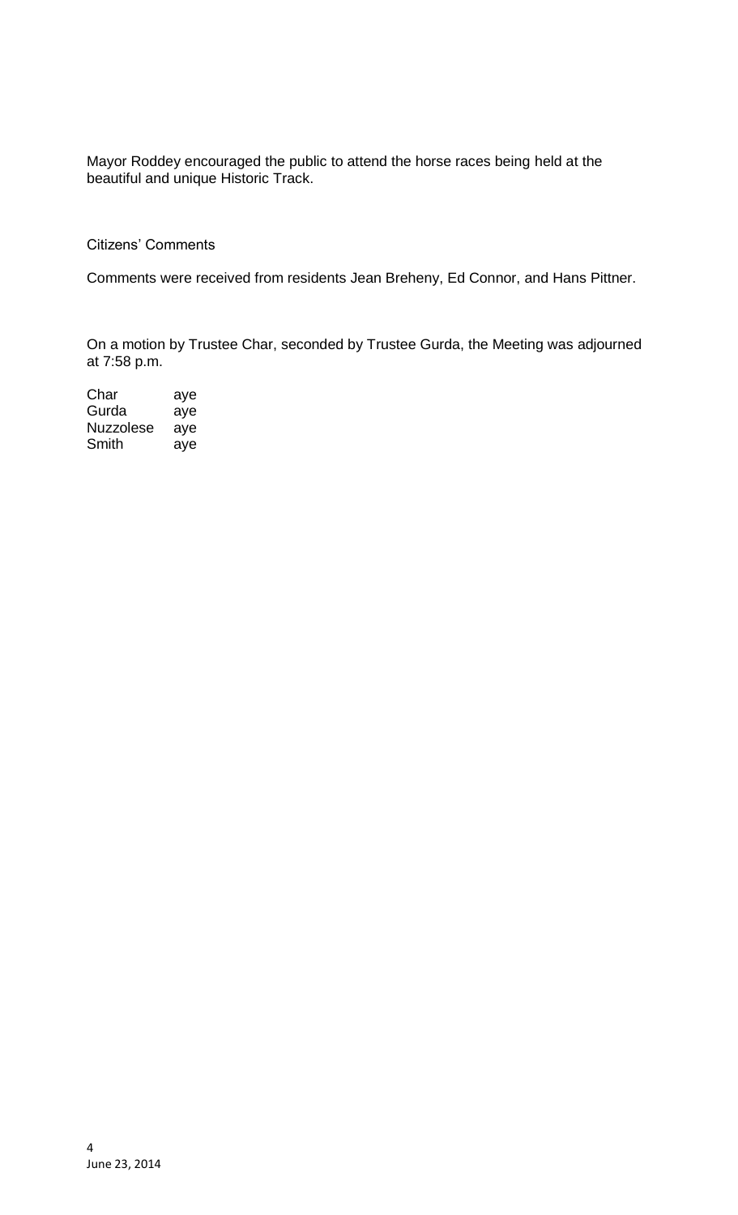Mayor Roddey encouraged the public to attend the horse races being held at the beautiful and unique Historic Track.

Citizens' Comments

Comments were received from residents Jean Breheny, Ed Connor, and Hans Pittner.

On a motion by Trustee Char, seconded by Trustee Gurda, the Meeting was adjourned at 7:58 p.m.

| | |
|---|---|
| Char | aye |
| Gurda | aye |
| Nuzzolese | aye |
| Smith | aye |